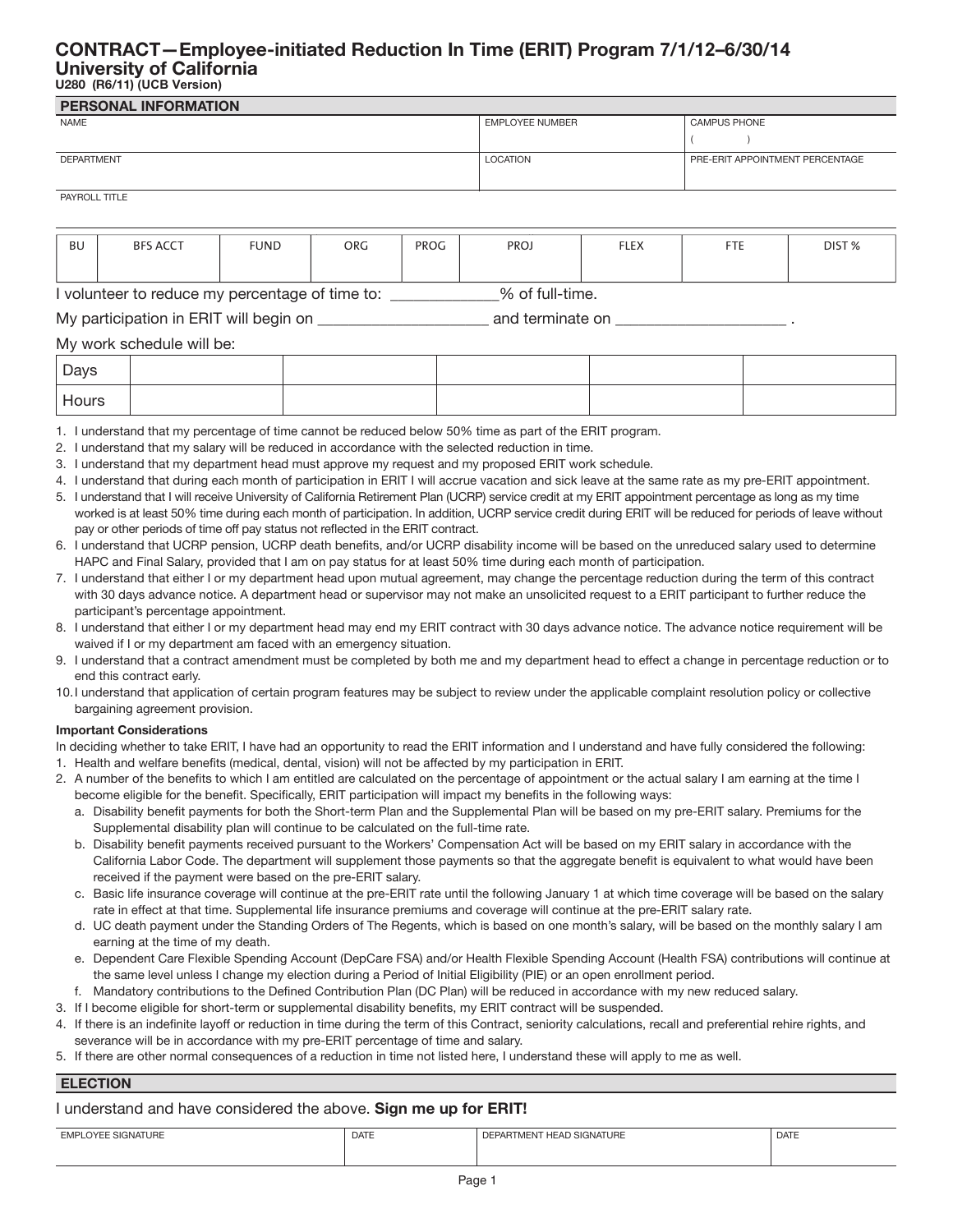# CONTRACT—Employee-initiated Reduction In Time (ERIT) Program 7/1/12–6/30/14
## University of California
**U280 (R6/11) (UCB Version)**

### PERSONAL INFORMATION

| NAME | EMPLOYEE NUMBER | CAMPUS PHONE |
|---|---|---|
| | | ( ) |
| DEPARTMENT | LOCATION | PRE-ERIT APPOINTMENT PERCENTAGE |
| | | |
| PAYROLL TITLE | | |

| BU | BFS ACCT | FUND | ORG | PROG | PROJ | FLEX | FTE | DIST % |
|---|---|---|---|---|---|---|---|---|
| | | | | | | | | |

I volunteer to reduce my percentage of time to: _____________% of full-time.

My participation in ERIT will begin on ____________________ and terminate on ____________________ .

My work schedule will be:

| Days | | | | | |
|---|---|---|---|---|---|
| Hours | | | | | |

1. I understand that my percentage of time cannot be reduced below 50% time as part of the ERIT program.
2. I understand that my salary will be reduced in accordance with the selected reduction in time.
3. I understand that my department head must approve my request and my proposed ERIT work schedule.
4. I understand that during each month of participation in ERIT I will accrue vacation and sick leave at the same rate as my pre-ERIT appointment.
5. I understand that I will receive University of California Retirement Plan (UCRP) service credit at my ERIT appointment percentage as long as my time worked is at least 50% time during each month of participation. In addition, UCRP service credit during ERIT will be reduced for periods of leave without pay or other periods of time off pay status not reflected in the ERIT contract.
6. I understand that UCRP pension, UCRP death benefits, and/or UCRP disability income will be based on the unreduced salary used to determine HAPC and Final Salary, provided that I am on pay status for at least 50% time during each month of participation.
7. I understand that either I or my department head upon mutual agreement, may change the percentage reduction during the term of this contract with 30 days advance notice. A department head or supervisor may not make an unsolicited request to a ERIT participant to further reduce the participant's percentage appointment.
8. I understand that either I or my department head may end my ERIT contract with 30 days advance notice. The advance notice requirement will be waived if I or my department am faced with an emergency situation.
9. I understand that a contract amendment must be completed by both me and my department head to effect a change in percentage reduction or to end this contract early.
10. I understand that application of certain program features may be subject to review under the applicable complaint resolution policy or collective bargaining agreement provision.

**Important Considerations**

In deciding whether to take ERIT, I have had an opportunity to read the ERIT information and I understand and have fully considered the following:

1. Health and welfare benefits (medical, dental, vision) will not be affected by my participation in ERIT.
2. A number of the benefits to which I am entitled are calculated on the percentage of appointment or the actual salary I am earning at the time I become eligible for the benefit. Specifically, ERIT participation will impact my benefits in the following ways:
   a. Disability benefit payments for both the Short-term Plan and the Supplemental Plan will be based on my pre-ERIT salary. Premiums for the Supplemental disability plan will continue to be calculated on the full-time rate.
   b. Disability benefit payments received pursuant to the Workers' Compensation Act will be based on my ERIT salary in accordance with the California Labor Code. The department will supplement those payments so that the aggregate benefit is equivalent to what would have been received if the payment were based on the pre-ERIT salary.
   c. Basic life insurance coverage will continue at the pre-ERIT rate until the following January 1 at which time coverage will be based on the salary rate in effect at that time. Supplemental life insurance premiums and coverage will continue at the pre-ERIT salary rate.
   d. UC death payment under the Standing Orders of The Regents, which is based on one month's salary, will be based on the monthly salary I am earning at the time of my death.
   e. Dependent Care Flexible Spending Account (DepCare FSA) and/or Health Flexible Spending Account (Health FSA) contributions will continue at the same level unless I change my election during a Period of Initial Eligibility (PIE) or an open enrollment period.
   f. Mandatory contributions to the Defined Contribution Plan (DC Plan) will be reduced in accordance with my new reduced salary.
3. If I become eligible for short-term or supplemental disability benefits, my ERIT contract will be suspended.
4. If there is an indefinite layoff or reduction in time during the term of this Contract, seniority calculations, recall and preferential rehire rights, and severance will be in accordance with my pre-ERIT percentage of time and salary.
5. If there are other normal consequences of a reduction in time not listed here, I understand these will apply to me as well.

### ELECTION

I understand and have considered the above. **Sign me up for ERIT!**

| EMPLOYEE SIGNATURE | DATE | DEPARTMENT HEAD SIGNATURE | DATE |
|---|---|---|---|
| | | | |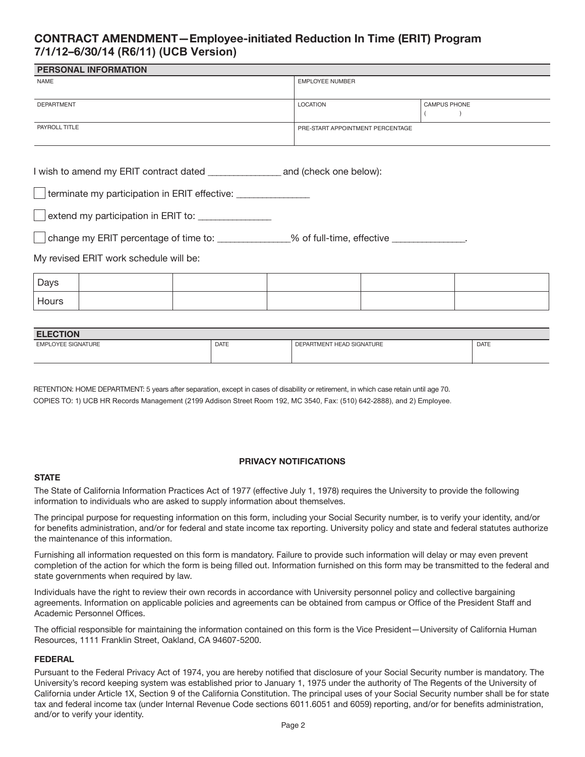# CONTRACT AMENDMENT—Employee-initiated Reduction In Time (ERIT) Program 7/1/12–6/30/14 (R6/11) (UCB Version)

| PERSONAL INFORMATION | | |
|---|---|---|
| NAME | EMPLOYEE NUMBER | |
| DEPARTMENT | LOCATION | CAMPUS PHONE<br>( ) |
| PAYROLL TITLE | PRE-START APPOINTMENT PERCENTAGE | |

I wish to amend my ERIT contract dated ______________ and (check one below):

☐ terminate my participation in ERIT effective: ______________

☐ extend my participation in ERIT to: ______________

☐ change my ERIT percentage of time to: ______________% of full-time, effective ______________.

My revised ERIT work schedule will be:

| | | | | | |
|---|---|---|---|---|---|
| Days | | | | | |
| Hours | | | | | |

| ELECTION | | | |
|---|---|---|---|
| EMPLOYEE SIGNATURE | DATE | DEPARTMENT HEAD SIGNATURE | DATE |

RETENTION: HOME DEPARTMENT: 5 years after separation, except in cases of disability or retirement, in which case retain until age 70.

COPIES TO: 1) UCB HR Records Management (2199 Addison Street Room 192, MC 3540, Fax: (510) 642-2888), and 2) Employee.

## PRIVACY NOTIFICATIONS

### STATE

The State of California Information Practices Act of 1977 (effective July 1, 1978) requires the University to provide the following information to individuals who are asked to supply information about themselves.

The principal purpose for requesting information on this form, including your Social Security number, is to verify your identity, and/or for benefits administration, and/or for federal and state income tax reporting. University policy and state and federal statutes authorize the maintenance of this information.

Furnishing all information requested on this form is mandatory. Failure to provide such information will delay or may even prevent completion of the action for which the form is being filled out. Information furnished on this form may be transmitted to the federal and state governments when required by law.

Individuals have the right to review their own records in accordance with University personnel policy and collective bargaining agreements. Information on applicable policies and agreements can be obtained from campus or Office of the President Staff and Academic Personnel Offices.

The official responsible for maintaining the information contained on this form is the Vice President—University of California Human Resources, 1111 Franklin Street, Oakland, CA 94607-5200.

### FEDERAL

Pursuant to the Federal Privacy Act of 1974, you are hereby notified that disclosure of your Social Security number is mandatory. The University's record keeping system was established prior to January 1, 1975 under the authority of The Regents of the University of California under Article 1X, Section 9 of the California Constitution. The principal uses of your Social Security number shall be for state tax and federal income tax (under Internal Revenue Code sections 6011.6051 and 6059) reporting, and/or for benefits administration, and/or to verify your identity.